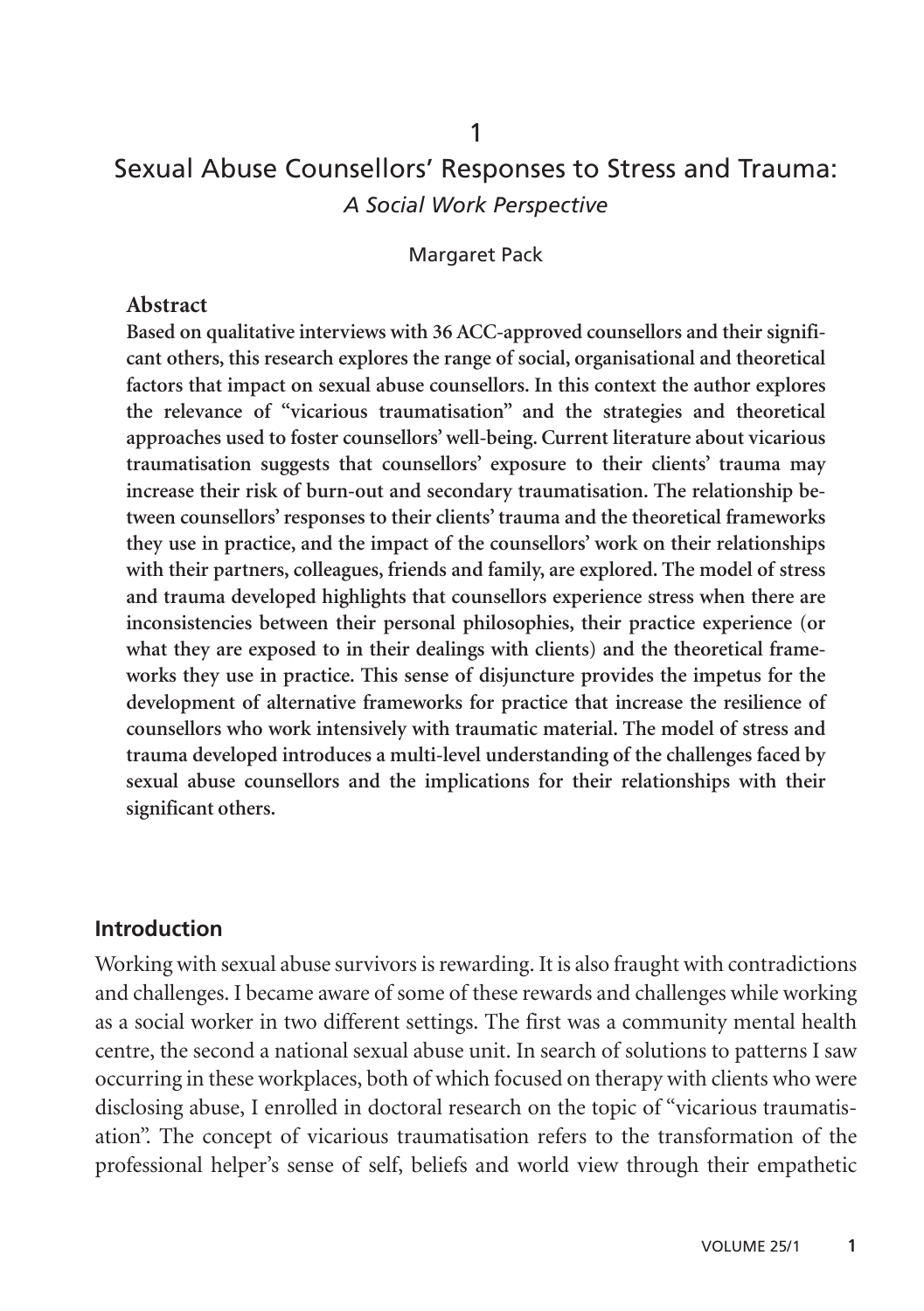1

# Sexual Abuse Counsellors' Responses to Stress and Trauma:

## *A Social Work Perspective*

Margaret Pack

### Abstract

**Based on qualitative interviews with 36 ACC-approved counsellors and their significant others, this research explores the range of social, organisational and theoretical factors that impact on sexual abuse counsellors. In this context the author explores the relevance of "vicarious traumatisation" and the strategies and theoretical approaches used to foster counsellors' well-being. Current literature about vicarious traumatisation suggests that counsellors' exposure to their clients' trauma may increase their risk of burn-out and secondary traumatisation. The relationship between counsellors' responses to their clients' trauma and the theoretical frameworks they use in practice, and the impact of the counsellors' work on their relationships with their partners, colleagues, friends and family, are explored. The model of stress and trauma developed highlights that counsellors experience stress when there are inconsistencies between their personal philosophies, their practice experience (or what they are exposed to in their dealings with clients) and the theoretical frameworks they use in practice. This sense of disjuncture provides the impetus for the development of alternative frameworks for practice that increase the resilience of counsellors who work intensively with traumatic material. The model of stress and trauma developed introduces a multi-level understanding of the challenges faced by sexual abuse counsellors and the implications for their relationships with their significant others.**

## Introduction

Working with sexual abuse survivors is rewarding. It is also fraught with contradictions and challenges. I became aware of some of these rewards and challenges while working as a social worker in two different settings. The first was a community mental health centre, the second a national sexual abuse unit. In search of solutions to patterns I saw occurring in these workplaces, both of which focused on therapy with clients who were disclosing abuse, I enrolled in doctoral research on the topic of "vicarious traumatisation". The concept of vicarious traumatisation refers to the transformation of the professional helper's sense of self, beliefs and world view through their empathetic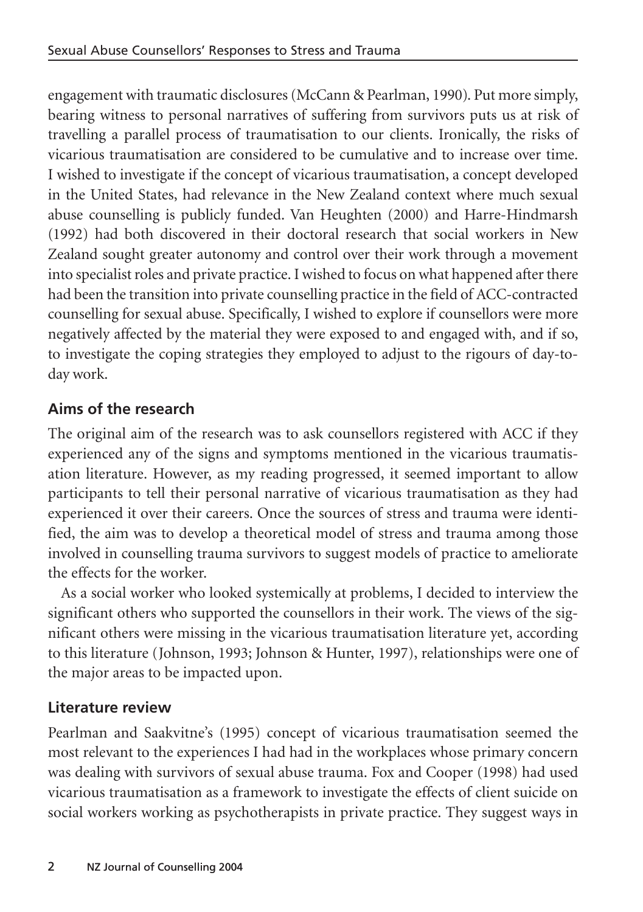engagement with traumatic disclosures (McCann & Pearlman, 1990). Put more simply, bearing witness to personal narratives of suffering from survivors puts us at risk of travelling a parallel process of traumatisation to our clients. Ironically, the risks of vicarious traumatisation are considered to be cumulative and to increase over time. I wished to investigate if the concept of vicarious traumatisation, a concept developed in the United States, had relevance in the New Zealand context where much sexual abuse counselling is publicly funded. Van Heughten (2000) and Harre-Hindmarsh (1992) had both discovered in their doctoral research that social workers in New Zealand sought greater autonomy and control over their work through a movement into specialist roles and private practice. I wished to focus on what happened after there had been the transition into private counselling practice in the field of ACC-contracted counselling for sexual abuse. Specifically, I wished to explore if counsellors were more negatively affected by the material they were exposed to and engaged with, and if so, to investigate the coping strategies they employed to adjust to the rigours of day-to-day work.

## Aims of the research

The original aim of the research was to ask counsellors registered with ACC if they experienced any of the signs and symptoms mentioned in the vicarious traumatisation literature. However, as my reading progressed, it seemed important to allow participants to tell their personal narrative of vicarious traumatisation as they had experienced it over their careers. Once the sources of stress and trauma were identified, the aim was to develop a theoretical model of stress and trauma among those involved in counselling trauma survivors to suggest models of practice to ameliorate the effects for the worker.

As a social worker who looked systemically at problems, I decided to interview the significant others who supported the counsellors in their work. The views of the significant others were missing in the vicarious traumatisation literature yet, according to this literature (Johnson, 1993; Johnson & Hunter, 1997), relationships were one of the major areas to be impacted upon.

## Literature review

Pearlman and Saakvitne's (1995) concept of vicarious traumatisation seemed the most relevant to the experiences I had had in the workplaces whose primary concern was dealing with survivors of sexual abuse trauma. Fox and Cooper (1998) had used vicarious traumatisation as a framework to investigate the effects of client suicide on social workers working as psychotherapists in private practice. They suggest ways in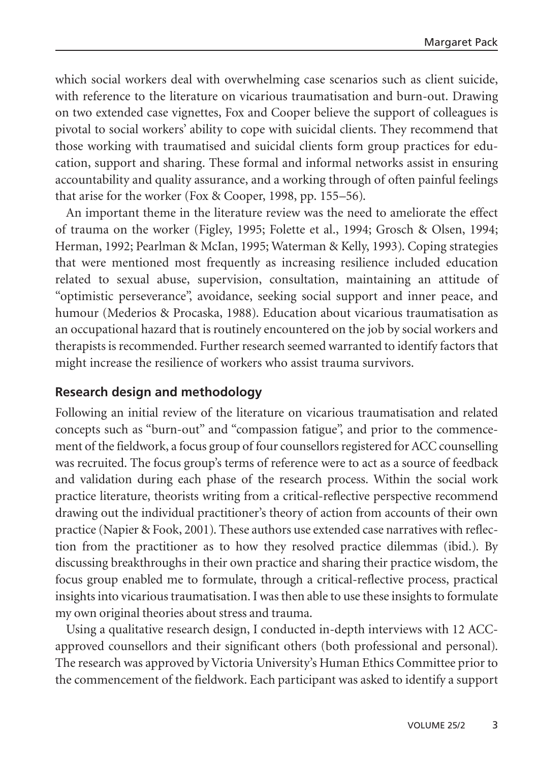which social workers deal with overwhelming case scenarios such as client suicide, with reference to the literature on vicarious traumatisation and burn-out. Drawing on two extended case vignettes, Fox and Cooper believe the support of colleagues is pivotal to social workers' ability to cope with suicidal clients. They recommend that those working with traumatised and suicidal clients form group practices for education, support and sharing. These formal and informal networks assist in ensuring accountability and quality assurance, and a working through of often painful feelings that arise for the worker (Fox & Cooper, 1998, pp. 155–56).

An important theme in the literature review was the need to ameliorate the effect of trauma on the worker (Figley, 1995; Folette et al., 1994; Grosch & Olsen, 1994; Herman, 1992; Pearlman & McIan, 1995; Waterman & Kelly, 1993). Coping strategies that were mentioned most frequently as increasing resilience included education related to sexual abuse, supervision, consultation, maintaining an attitude of "optimistic perseverance", avoidance, seeking social support and inner peace, and humour (Mederios & Procaska, 1988). Education about vicarious traumatisation as an occupational hazard that is routinely encountered on the job by social workers and therapists is recommended. Further research seemed warranted to identify factors that might increase the resilience of workers who assist trauma survivors.

## Research design and methodology

Following an initial review of the literature on vicarious traumatisation and related concepts such as "burn-out" and "compassion fatigue", and prior to the commencement of the fieldwork, a focus group of four counsellors registered for ACC counselling was recruited. The focus group's terms of reference were to act as a source of feedback and validation during each phase of the research process. Within the social work practice literature, theorists writing from a critical-reflective perspective recommend drawing out the individual practitioner's theory of action from accounts of their own practice (Napier & Fook, 2001). These authors use extended case narratives with reflection from the practitioner as to how they resolved practice dilemmas (ibid.). By discussing breakthroughs in their own practice and sharing their practice wisdom, the focus group enabled me to formulate, through a critical-reflective process, practical insights into vicarious traumatisation. I was then able to use these insights to formulate my own original theories about stress and trauma.

Using a qualitative research design, I conducted in-depth interviews with 12 ACC-approved counsellors and their significant others (both professional and personal). The research was approved by Victoria University's Human Ethics Committee prior to the commencement of the fieldwork. Each participant was asked to identify a support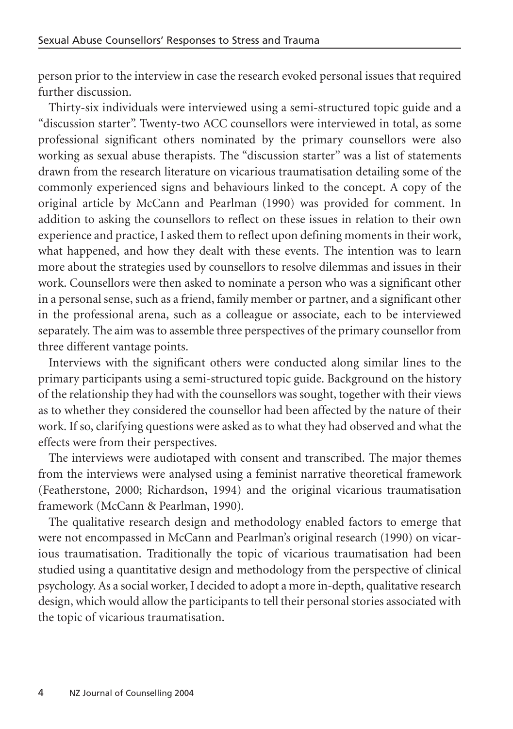person prior to the interview in case the research evoked personal issues that required further discussion.

Thirty-six individuals were interviewed using a semi-structured topic guide and a "discussion starter". Twenty-two ACC counsellors were interviewed in total, as some professional significant others nominated by the primary counsellors were also working as sexual abuse therapists. The "discussion starter" was a list of statements drawn from the research literature on vicarious traumatisation detailing some of the commonly experienced signs and behaviours linked to the concept. A copy of the original article by McCann and Pearlman (1990) was provided for comment. In addition to asking the counsellors to reflect on these issues in relation to their own experience and practice, I asked them to reflect upon defining moments in their work, what happened, and how they dealt with these events. The intention was to learn more about the strategies used by counsellors to resolve dilemmas and issues in their work. Counsellors were then asked to nominate a person who was a significant other in a personal sense, such as a friend, family member or partner, and a significant other in the professional arena, such as a colleague or associate, each to be interviewed separately. The aim was to assemble three perspectives of the primary counsellor from three different vantage points.

Interviews with the significant others were conducted along similar lines to the primary participants using a semi-structured topic guide. Background on the history of the relationship they had with the counsellors was sought, together with their views as to whether they considered the counsellor had been affected by the nature of their work. If so, clarifying questions were asked as to what they had observed and what the effects were from their perspectives.

The interviews were audiotaped with consent and transcribed. The major themes from the interviews were analysed using a feminist narrative theoretical framework (Featherstone, 2000; Richardson, 1994) and the original vicarious traumatisation framework (McCann & Pearlman, 1990).

The qualitative research design and methodology enabled factors to emerge that were not encompassed in McCann and Pearlman's original research (1990) on vicarious traumatisation. Traditionally the topic of vicarious traumatisation had been studied using a quantitative design and methodology from the perspective of clinical psychology. As a social worker, I decided to adopt a more in-depth, qualitative research design, which would allow the participants to tell their personal stories associated with the topic of vicarious traumatisation.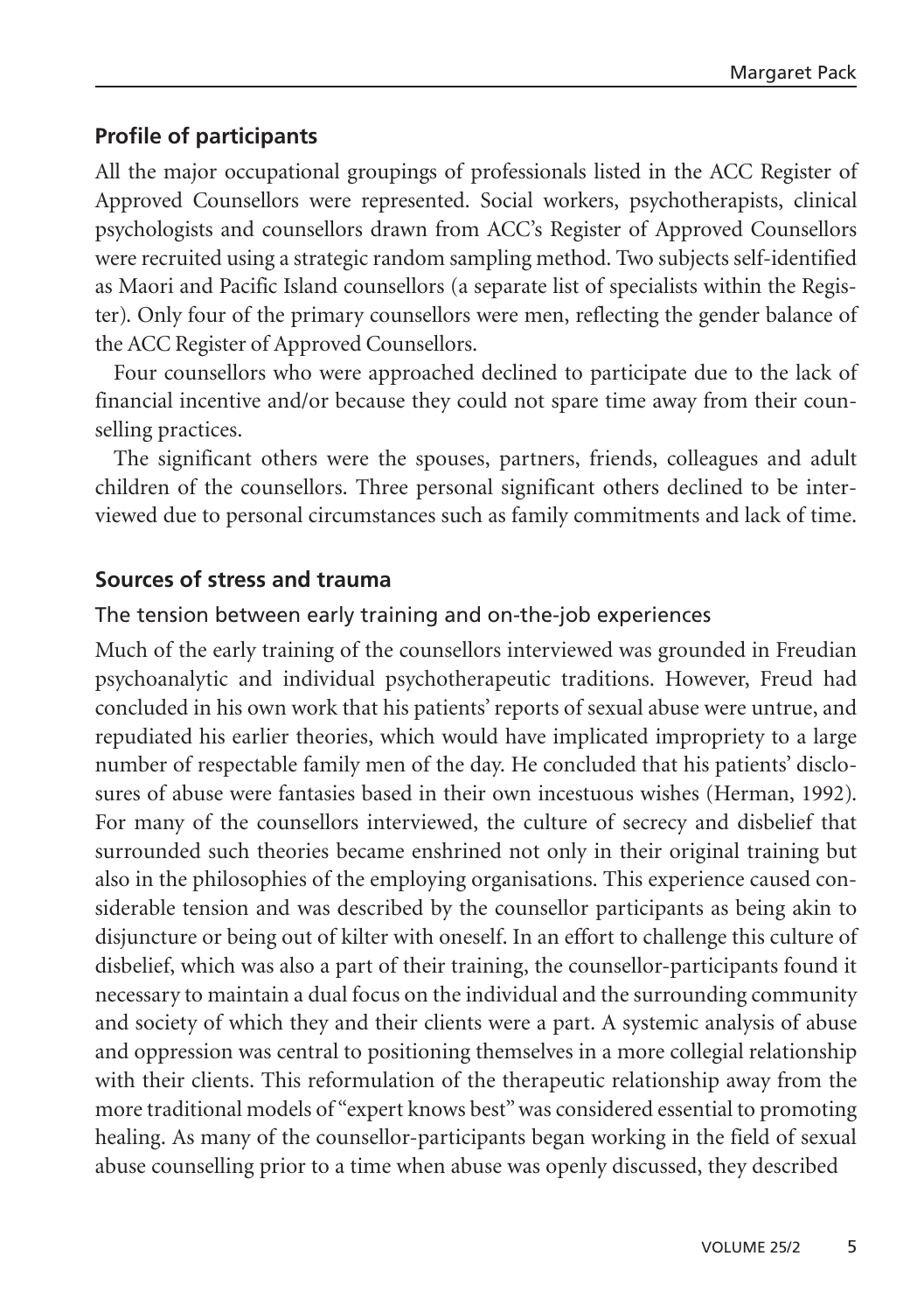## Profile of participants

All the major occupational groupings of professionals listed in the ACC Register of Approved Counsellors were represented. Social workers, psychotherapists, clinical psychologists and counsellors drawn from ACC's Register of Approved Counsellors were recruited using a strategic random sampling method. Two subjects self-identified as Maori and Pacific Island counsellors (a separate list of specialists within the Register). Only four of the primary counsellors were men, reflecting the gender balance of the ACC Register of Approved Counsellors.

Four counsellors who were approached declined to participate due to the lack of financial incentive and/or because they could not spare time away from their counselling practices.

The significant others were the spouses, partners, friends, colleagues and adult children of the counsellors. Three personal significant others declined to be interviewed due to personal circumstances such as family commitments and lack of time.

## Sources of stress and trauma

### The tension between early training and on-the-job experiences

Much of the early training of the counsellors interviewed was grounded in Freudian psychoanalytic and individual psychotherapeutic traditions. However, Freud had concluded in his own work that his patients' reports of sexual abuse were untrue, and repudiated his earlier theories, which would have implicated impropriety to a large number of respectable family men of the day. He concluded that his patients' disclosures of abuse were fantasies based in their own incestuous wishes (Herman, 1992). For many of the counsellors interviewed, the culture of secrecy and disbelief that surrounded such theories became enshrined not only in their original training but also in the philosophies of the employing organisations. This experience caused considerable tension and was described by the counsellor participants as being akin to disjuncture or being out of kilter with oneself. In an effort to challenge this culture of disbelief, which was also a part of their training, the counsellor-participants found it necessary to maintain a dual focus on the individual and the surrounding community and society of which they and their clients were a part. A systemic analysis of abuse and oppression was central to positioning themselves in a more collegial relationship with their clients. This reformulation of the therapeutic relationship away from the more traditional models of "expert knows best" was considered essential to promoting healing. As many of the counsellor-participants began working in the field of sexual abuse counselling prior to a time when abuse was openly discussed, they described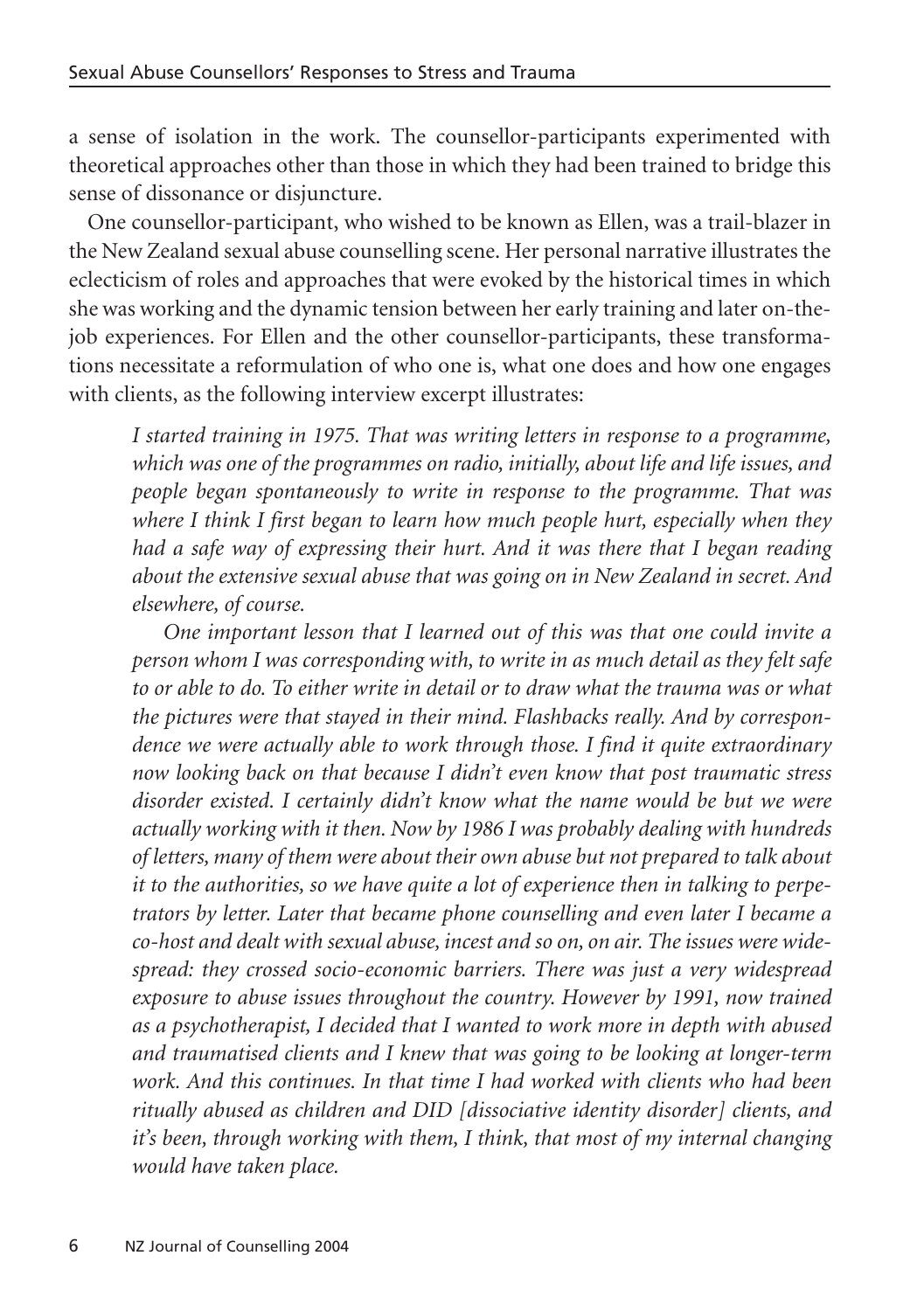a sense of isolation in the work. The counsellor-participants experimented with theoretical approaches other than those in which they had been trained to bridge this sense of dissonance or disjuncture.

One counsellor-participant, who wished to be known as Ellen, was a trail-blazer in the New Zealand sexual abuse counselling scene. Her personal narrative illustrates the eclecticism of roles and approaches that were evoked by the historical times in which she was working and the dynamic tension between her early training and later on-the-job experiences. For Ellen and the other counsellor-participants, these transformations necessitate a reformulation of who one is, what one does and how one engages with clients, as the following interview excerpt illustrates:

> *I started training in 1975. That was writing letters in response to a programme, which was one of the programmes on radio, initially, about life and life issues, and people began spontaneously to write in response to the programme. That was where I think I first began to learn how much people hurt, especially when they had a safe way of expressing their hurt. And it was there that I began reading about the extensive sexual abuse that was going on in New Zealand in secret. And elsewhere, of course.*
>
> *One important lesson that I learned out of this was that one could invite a person whom I was corresponding with, to write in as much detail as they felt safe to or able to do. To either write in detail or to draw what the trauma was or what the pictures were that stayed in their mind. Flashbacks really. And by correspondence we were actually able to work through those. I find it quite extraordinary now looking back on that because I didn't even know that post traumatic stress disorder existed. I certainly didn't know what the name would be but we were actually working with it then. Now by 1986 I was probably dealing with hundreds of letters, many of them were about their own abuse but not prepared to talk about it to the authorities, so we have quite a lot of experience then in talking to perpetrators by letter. Later that became phone counselling and even later I became a co-host and dealt with sexual abuse, incest and so on, on air. The issues were widespread: they crossed socio-economic barriers. There was just a very widespread exposure to abuse issues throughout the country. However by 1991, now trained as a psychotherapist, I decided that I wanted to work more in depth with abused and traumatised clients and I knew that was going to be looking at longer-term work. And this continues. In that time I had worked with clients who had been ritually abused as children and DID [dissociative identity disorder] clients, and it's been, through working with them, I think, that most of my internal changing would have taken place.*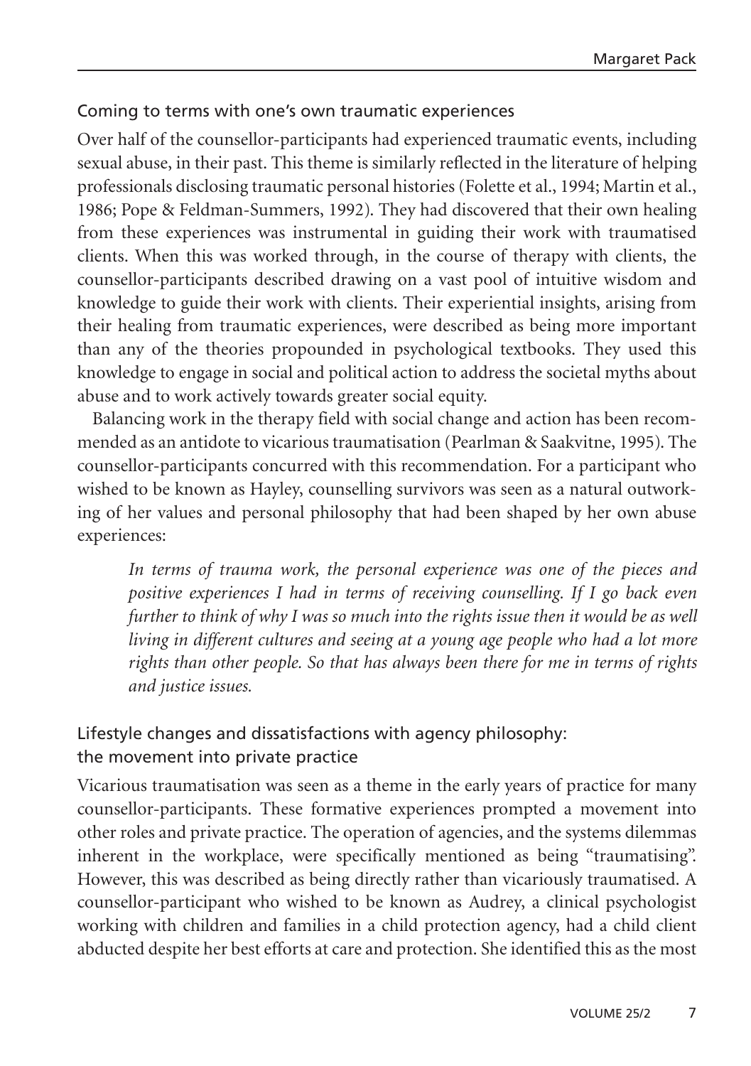## Coming to terms with one's own traumatic experiences

Over half of the counsellor-participants had experienced traumatic events, including sexual abuse, in their past. This theme is similarly reflected in the literature of helping professionals disclosing traumatic personal histories (Folette et al., 1994; Martin et al., 1986; Pope & Feldman-Summers, 1992). They had discovered that their own healing from these experiences was instrumental in guiding their work with traumatised clients. When this was worked through, in the course of therapy with clients, the counsellor-participants described drawing on a vast pool of intuitive wisdom and knowledge to guide their work with clients. Their experiential insights, arising from their healing from traumatic experiences, were described as being more important than any of the theories propounded in psychological textbooks. They used this knowledge to engage in social and political action to address the societal myths about abuse and to work actively towards greater social equity.

Balancing work in the therapy field with social change and action has been recommended as an antidote to vicarious traumatisation (Pearlman & Saakvitne, 1995). The counsellor-participants concurred with this recommendation. For a participant who wished to be known as Hayley, counselling survivors was seen as a natural outworking of her values and personal philosophy that had been shaped by her own abuse experiences:

> *In terms of trauma work, the personal experience was one of the pieces and positive experiences I had in terms of receiving counselling. If I go back even further to think of why I was so much into the rights issue then it would be as well living in different cultures and seeing at a young age people who had a lot more rights than other people. So that has always been there for me in terms of rights and justice issues.*

## Lifestyle changes and dissatisfactions with agency philosophy: the movement into private practice

Vicarious traumatisation was seen as a theme in the early years of practice for many counsellor-participants. These formative experiences prompted a movement into other roles and private practice. The operation of agencies, and the systems dilemmas inherent in the workplace, were specifically mentioned as being "traumatising". However, this was described as being directly rather than vicariously traumatised. A counsellor-participant who wished to be known as Audrey, a clinical psychologist working with children and families in a child protection agency, had a child client abducted despite her best efforts at care and protection. She identified this as the most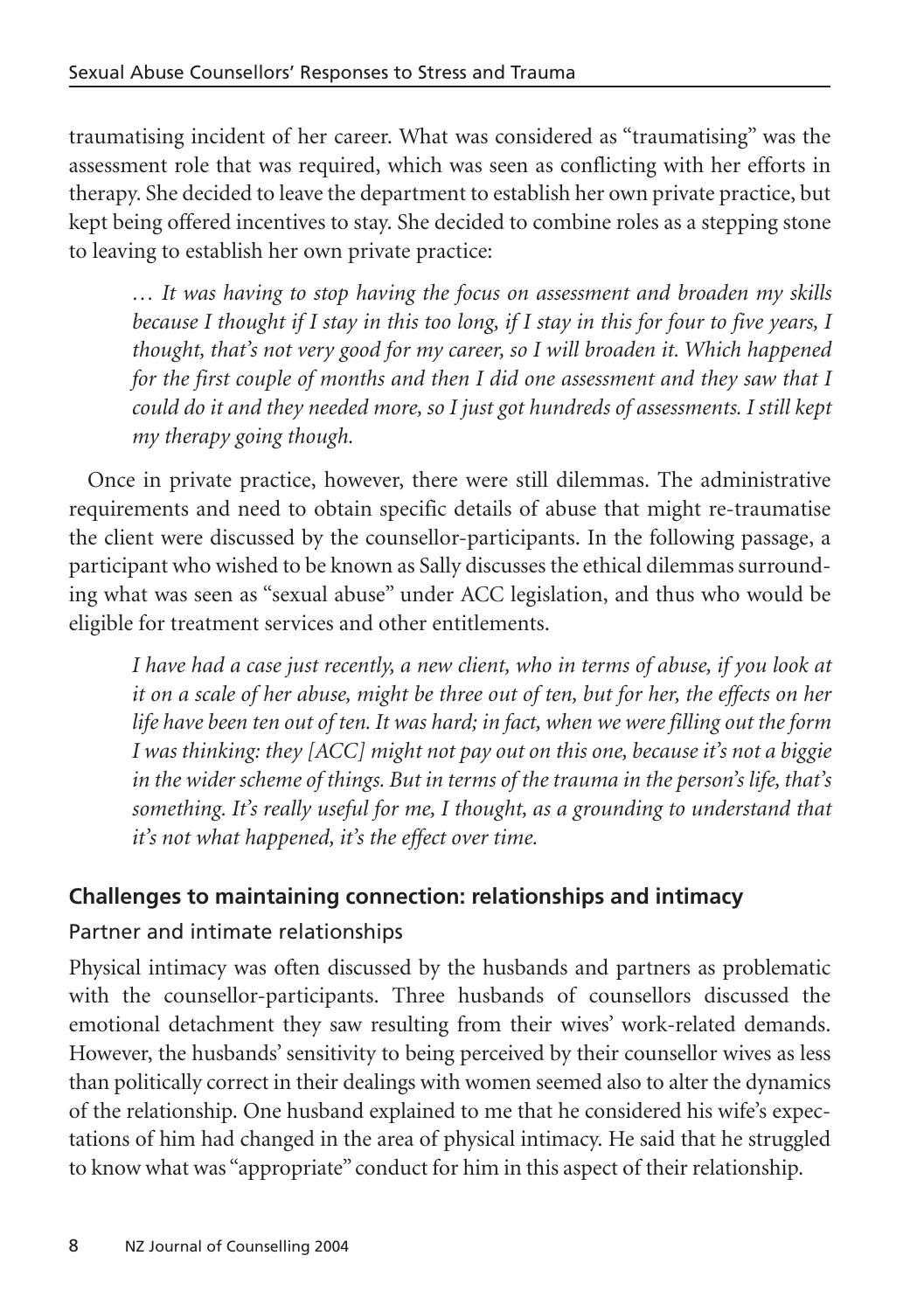traumatising incident of her career. What was considered as "traumatising" was the assessment role that was required, which was seen as conflicting with her efforts in therapy. She decided to leave the department to establish her own private practice, but kept being offered incentives to stay. She decided to combine roles as a stepping stone to leaving to establish her own private practice:

> *… It was having to stop having the focus on assessment and broaden my skills because I thought if I stay in this too long, if I stay in this for four to five years, I thought, that's not very good for my career, so I will broaden it. Which happened for the first couple of months and then I did one assessment and they saw that I could do it and they needed more, so I just got hundreds of assessments. I still kept my therapy going though.*

Once in private practice, however, there were still dilemmas. The administrative requirements and need to obtain specific details of abuse that might re-traumatise the client were discussed by the counsellor-participants. In the following passage, a participant who wished to be known as Sally discusses the ethical dilemmas surrounding what was seen as "sexual abuse" under ACC legislation, and thus who would be eligible for treatment services and other entitlements.

> *I have had a case just recently, a new client, who in terms of abuse, if you look at it on a scale of her abuse, might be three out of ten, but for her, the effects on her life have been ten out of ten. It was hard; in fact, when we were filling out the form I was thinking: they [ACC] might not pay out on this one, because it's not a biggie in the wider scheme of things. But in terms of the trauma in the person's life, that's something. It's really useful for me, I thought, as a grounding to understand that it's not what happened, it's the effect over time.*

## Challenges to maintaining connection: relationships and intimacy

### Partner and intimate relationships

Physical intimacy was often discussed by the husbands and partners as problematic with the counsellor-participants. Three husbands of counsellors discussed the emotional detachment they saw resulting from their wives' work-related demands. However, the husbands' sensitivity to being perceived by their counsellor wives as less than politically correct in their dealings with women seemed also to alter the dynamics of the relationship. One husband explained to me that he considered his wife's expectations of him had changed in the area of physical intimacy. He said that he struggled to know what was "appropriate" conduct for him in this aspect of their relationship.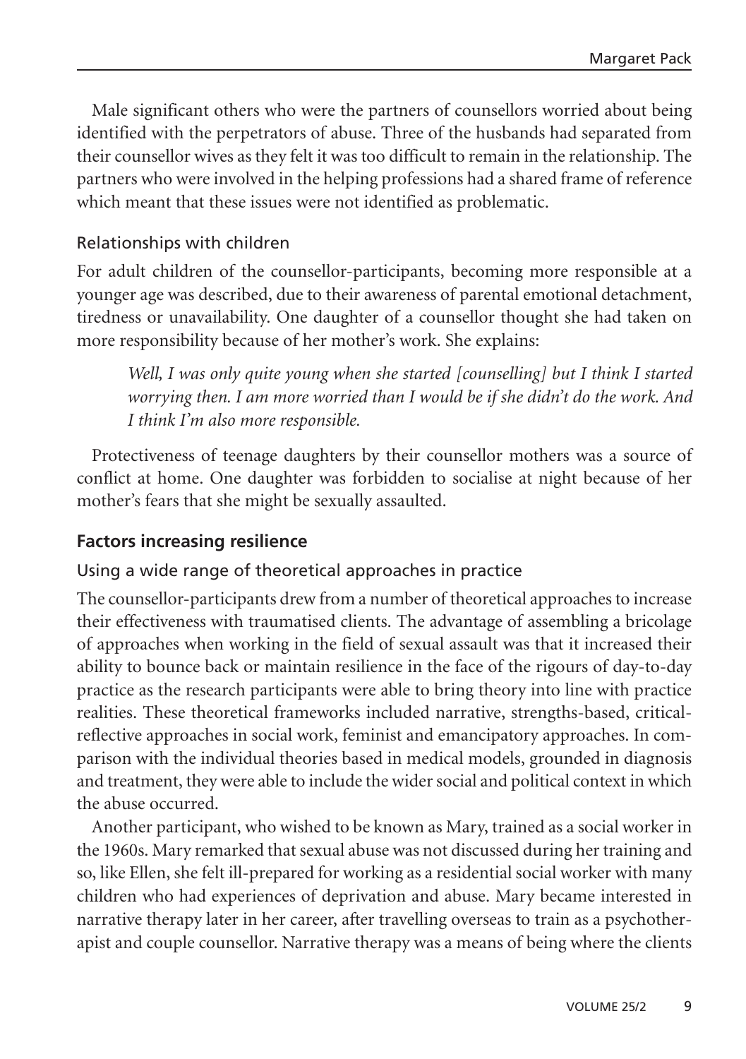Male significant others who were the partners of counsellors worried about being identified with the perpetrators of abuse. Three of the husbands had separated from their counsellor wives as they felt it was too difficult to remain in the relationship. The partners who were involved in the helping professions had a shared frame of reference which meant that these issues were not identified as problematic.

### Relationships with children

For adult children of the counsellor-participants, becoming more responsible at a younger age was described, due to their awareness of parental emotional detachment, tiredness or unavailability. One daughter of a counsellor thought she had taken on more responsibility because of her mother's work. She explains:

> *Well, I was only quite young when she started [counselling] but I think I started worrying then. I am more worried than I would be if she didn't do the work. And I think I'm also more responsible.*

Protectiveness of teenage daughters by their counsellor mothers was a source of conflict at home. One daughter was forbidden to socialise at night because of her mother's fears that she might be sexually assaulted.

## Factors increasing resilience

### Using a wide range of theoretical approaches in practice

The counsellor-participants drew from a number of theoretical approaches to increase their effectiveness with traumatised clients. The advantage of assembling a bricolage of approaches when working in the field of sexual assault was that it increased their ability to bounce back or maintain resilience in the face of the rigours of day-to-day practice as the research participants were able to bring theory into line with practice realities. These theoretical frameworks included narrative, strengths-based, critical-reflective approaches in social work, feminist and emancipatory approaches. In comparison with the individual theories based in medical models, grounded in diagnosis and treatment, they were able to include the wider social and political context in which the abuse occurred.

Another participant, who wished to be known as Mary, trained as a social worker in the 1960s. Mary remarked that sexual abuse was not discussed during her training and so, like Ellen, she felt ill-prepared for working as a residential social worker with many children who had experiences of deprivation and abuse. Mary became interested in narrative therapy later in her career, after travelling overseas to train as a psychotherapist and couple counsellor. Narrative therapy was a means of being where the clients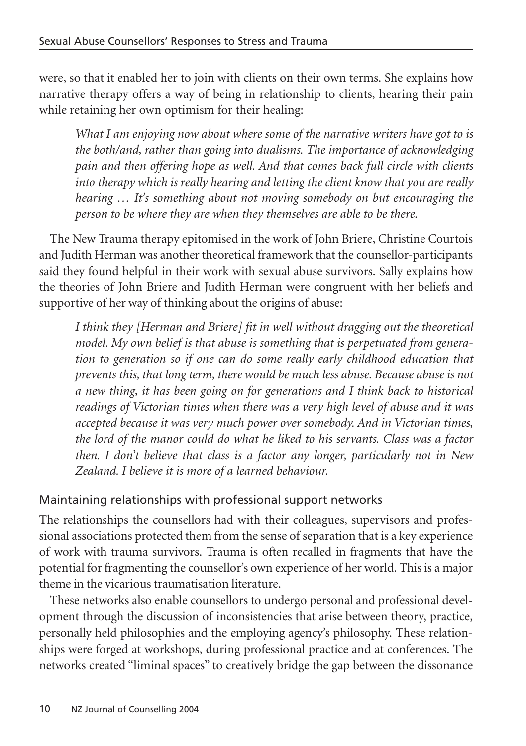were, so that it enabled her to join with clients on their own terms. She explains how narrative therapy offers a way of being in relationship to clients, hearing their pain while retaining her own optimism for their healing:

> *What I am enjoying now about where some of the narrative writers have got to is the both/and, rather than going into dualisms. The importance of acknowledging pain and then offering hope as well. And that comes back full circle with clients into therapy which is really hearing and letting the client know that you are really hearing … It's something about not moving somebody on but encouraging the person to be where they are when they themselves are able to be there.*

The New Trauma therapy epitomised in the work of John Briere, Christine Courtois and Judith Herman was another theoretical framework that the counsellor-participants said they found helpful in their work with sexual abuse survivors. Sally explains how the theories of John Briere and Judith Herman were congruent with her beliefs and supportive of her way of thinking about the origins of abuse:

> *I think they [Herman and Briere] fit in well without dragging out the theoretical model. My own belief is that abuse is something that is perpetuated from generation to generation so if one can do some really early childhood education that prevents this, that long term, there would be much less abuse. Because abuse is not a new thing, it has been going on for generations and I think back to historical readings of Victorian times when there was a very high level of abuse and it was accepted because it was very much power over somebody. And in Victorian times, the lord of the manor could do what he liked to his servants. Class was a factor then. I don't believe that class is a factor any longer, particularly not in New Zealand. I believe it is more of a learned behaviour.*

## Maintaining relationships with professional support networks

The relationships the counsellors had with their colleagues, supervisors and professional associations protected them from the sense of separation that is a key experience of work with trauma survivors. Trauma is often recalled in fragments that have the potential for fragmenting the counsellor's own experience of her world. This is a major theme in the vicarious traumatisation literature.

These networks also enable counsellors to undergo personal and professional development through the discussion of inconsistencies that arise between theory, practice, personally held philosophies and the employing agency's philosophy. These relationships were forged at workshops, during professional practice and at conferences. The networks created "liminal spaces" to creatively bridge the gap between the dissonance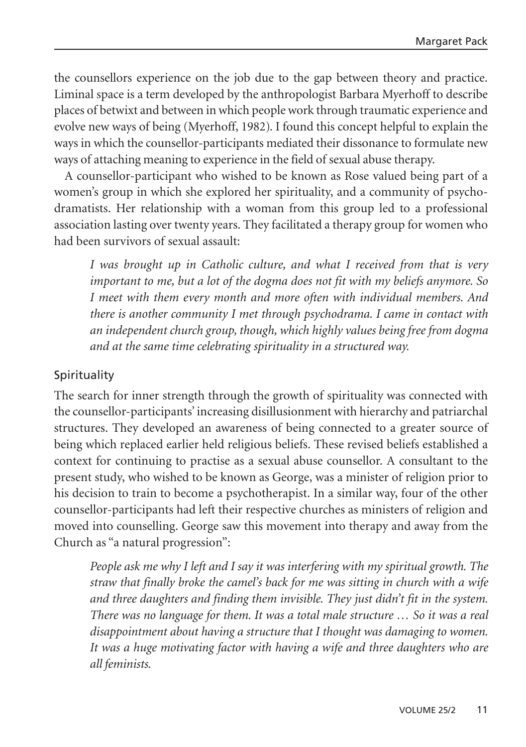the counsellors experience on the job due to the gap between theory and practice. Liminal space is a term developed by the anthropologist Barbara Myerhoff to describe places of betwixt and between in which people work through traumatic experience and evolve new ways of being (Myerhoff, 1982). I found this concept helpful to explain the ways in which the counsellor-participants mediated their dissonance to formulate new ways of attaching meaning to experience in the field of sexual abuse therapy.

A counsellor-participant who wished to be known as Rose valued being part of a women's group in which she explored her spirituality, and a community of psychodramatists. Her relationship with a woman from this group led to a professional association lasting over twenty years. They facilitated a therapy group for women who had been survivors of sexual assault:

> *I was brought up in Catholic culture, and what I received from that is very important to me, but a lot of the dogma does not fit with my beliefs anymore. So I meet with them every month and more often with individual members. And there is another community I met through psychodrama. I came in contact with an independent church group, though, which highly values being free from dogma and at the same time celebrating spirituality in a structured way.*

### Spirituality

The search for inner strength through the growth of spirituality was connected with the counsellor-participants' increasing disillusionment with hierarchy and patriarchal structures. They developed an awareness of being connected to a greater source of being which replaced earlier held religious beliefs. These revised beliefs established a context for continuing to practise as a sexual abuse counsellor. A consultant to the present study, who wished to be known as George, was a minister of religion prior to his decision to train to become a psychotherapist. In a similar way, four of the other counsellor-participants had left their respective churches as ministers of religion and moved into counselling. George saw this movement into therapy and away from the Church as "a natural progression":

> *People ask me why I left and I say it was interfering with my spiritual growth. The straw that finally broke the camel's back for me was sitting in church with a wife and three daughters and finding them invisible. They just didn't fit in the system. There was no language for them. It was a total male structure … So it was a real disappointment about having a structure that I thought was damaging to women. It was a huge motivating factor with having a wife and three daughters who are all feminists.*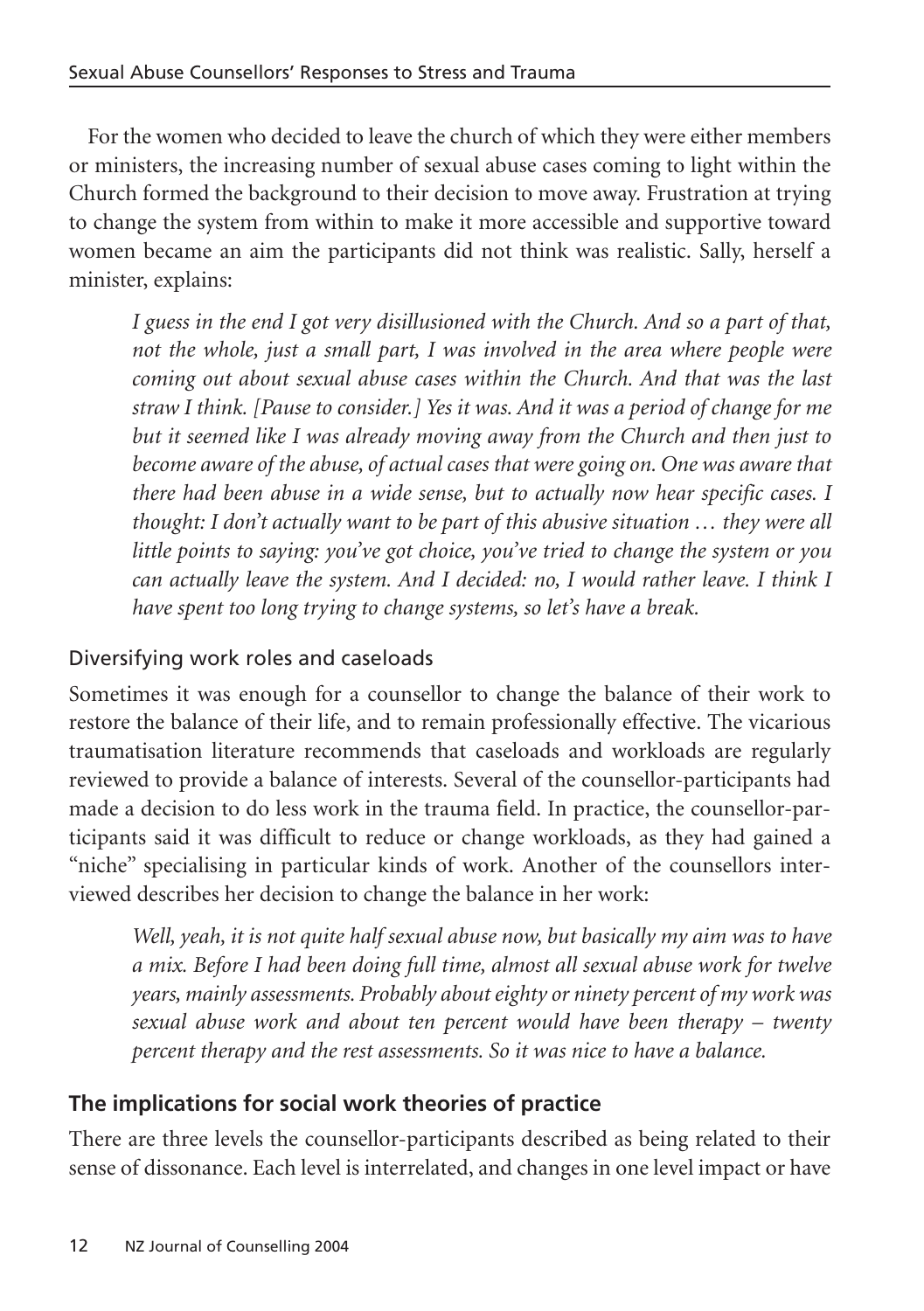For the women who decided to leave the church of which they were either members or ministers, the increasing number of sexual abuse cases coming to light within the Church formed the background to their decision to move away. Frustration at trying to change the system from within to make it more accessible and supportive toward women became an aim the participants did not think was realistic. Sally, herself a minister, explains:

> *I guess in the end I got very disillusioned with the Church. And so a part of that, not the whole, just a small part, I was involved in the area where people were coming out about sexual abuse cases within the Church. And that was the last straw I think. [Pause to consider.] Yes it was. And it was a period of change for me but it seemed like I was already moving away from the Church and then just to become aware of the abuse, of actual cases that were going on. One was aware that there had been abuse in a wide sense, but to actually now hear specific cases. I thought: I don't actually want to be part of this abusive situation … they were all little points to saying: you've got choice, you've tried to change the system or you can actually leave the system. And I decided: no, I would rather leave. I think I have spent too long trying to change systems, so let's have a break.*

### Diversifying work roles and caseloads

Sometimes it was enough for a counsellor to change the balance of their work to restore the balance of their life, and to remain professionally effective. The vicarious traumatisation literature recommends that caseloads and workloads are regularly reviewed to provide a balance of interests. Several of the counsellor-participants had made a decision to do less work in the trauma field. In practice, the counsellor-participants said it was difficult to reduce or change workloads, as they had gained a "niche" specialising in particular kinds of work. Another of the counsellors interviewed describes her decision to change the balance in her work:

> *Well, yeah, it is not quite half sexual abuse now, but basically my aim was to have a mix. Before I had been doing full time, almost all sexual abuse work for twelve years, mainly assessments. Probably about eighty or ninety percent of my work was sexual abuse work and about ten percent would have been therapy – twenty percent therapy and the rest assessments. So it was nice to have a balance.*

## The implications for social work theories of practice

There are three levels the counsellor-participants described as being related to their sense of dissonance. Each level is interrelated, and changes in one level impact or have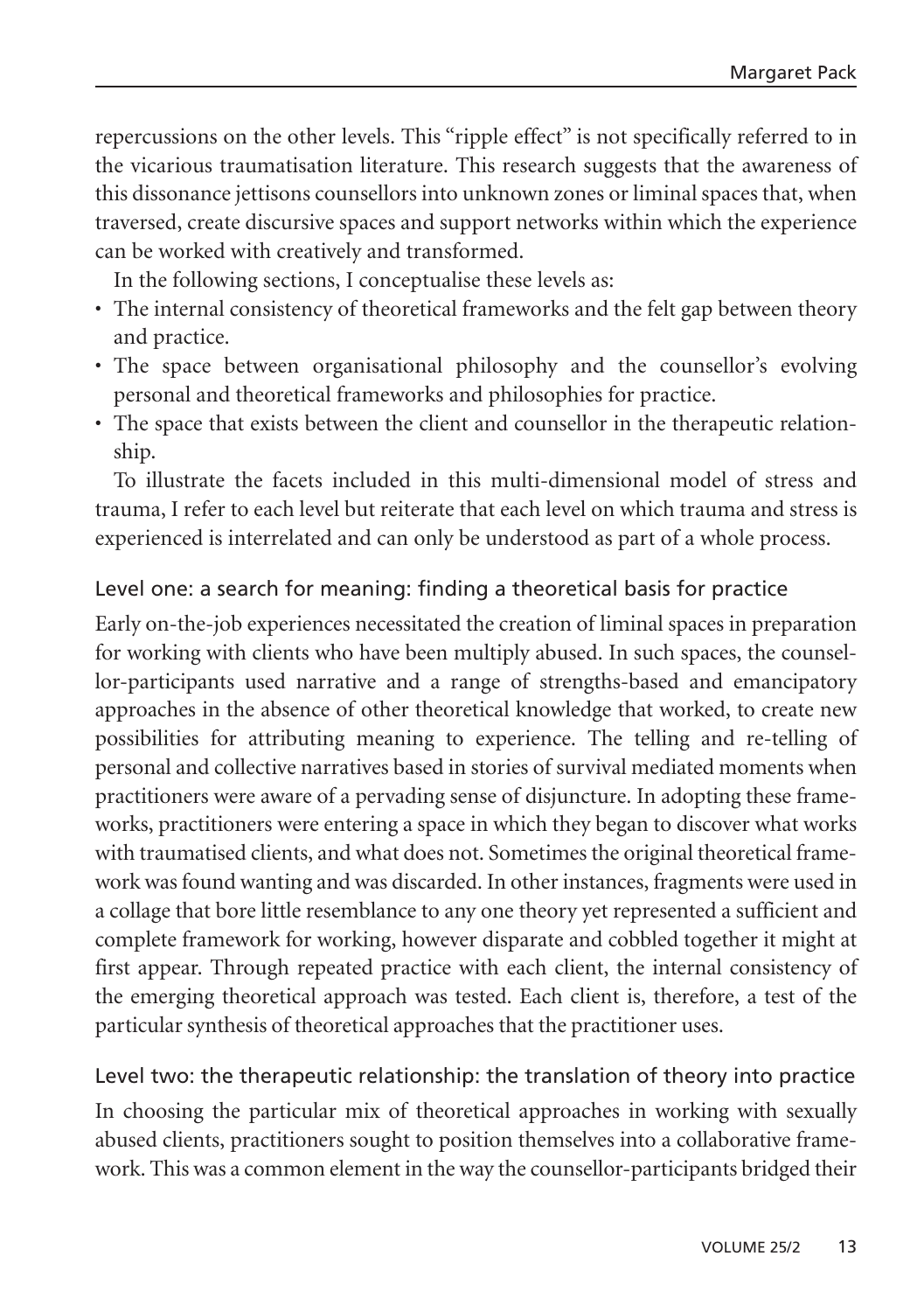repercussions on the other levels. This "ripple effect" is not specifically referred to in the vicarious traumatisation literature. This research suggests that the awareness of this dissonance jettisons counsellors into unknown zones or liminal spaces that, when traversed, create discursive spaces and support networks within which the experience can be worked with creatively and transformed.

In the following sections, I conceptualise these levels as:

- The internal consistency of theoretical frameworks and the felt gap between theory and practice.
- The space between organisational philosophy and the counsellor's evolving personal and theoretical frameworks and philosophies for practice.
- The space that exists between the client and counsellor in the therapeutic relationship.

To illustrate the facets included in this multi-dimensional model of stress and trauma, I refer to each level but reiterate that each level on which trauma and stress is experienced is interrelated and can only be understood as part of a whole process.

## Level one: a search for meaning: finding a theoretical basis for practice

Early on-the-job experiences necessitated the creation of liminal spaces in preparation for working with clients who have been multiply abused. In such spaces, the counsellor-participants used narrative and a range of strengths-based and emancipatory approaches in the absence of other theoretical knowledge that worked, to create new possibilities for attributing meaning to experience. The telling and re-telling of personal and collective narratives based in stories of survival mediated moments when practitioners were aware of a pervading sense of disjuncture. In adopting these frameworks, practitioners were entering a space in which they began to discover what works with traumatised clients, and what does not. Sometimes the original theoretical framework was found wanting and was discarded. In other instances, fragments were used in a collage that bore little resemblance to any one theory yet represented a sufficient and complete framework for working, however disparate and cobbled together it might at first appear. Through repeated practice with each client, the internal consistency of the emerging theoretical approach was tested. Each client is, therefore, a test of the particular synthesis of theoretical approaches that the practitioner uses.

## Level two: the therapeutic relationship: the translation of theory into practice

In choosing the particular mix of theoretical approaches in working with sexually abused clients, practitioners sought to position themselves into a collaborative framework. This was a common element in the way the counsellor-participants bridged their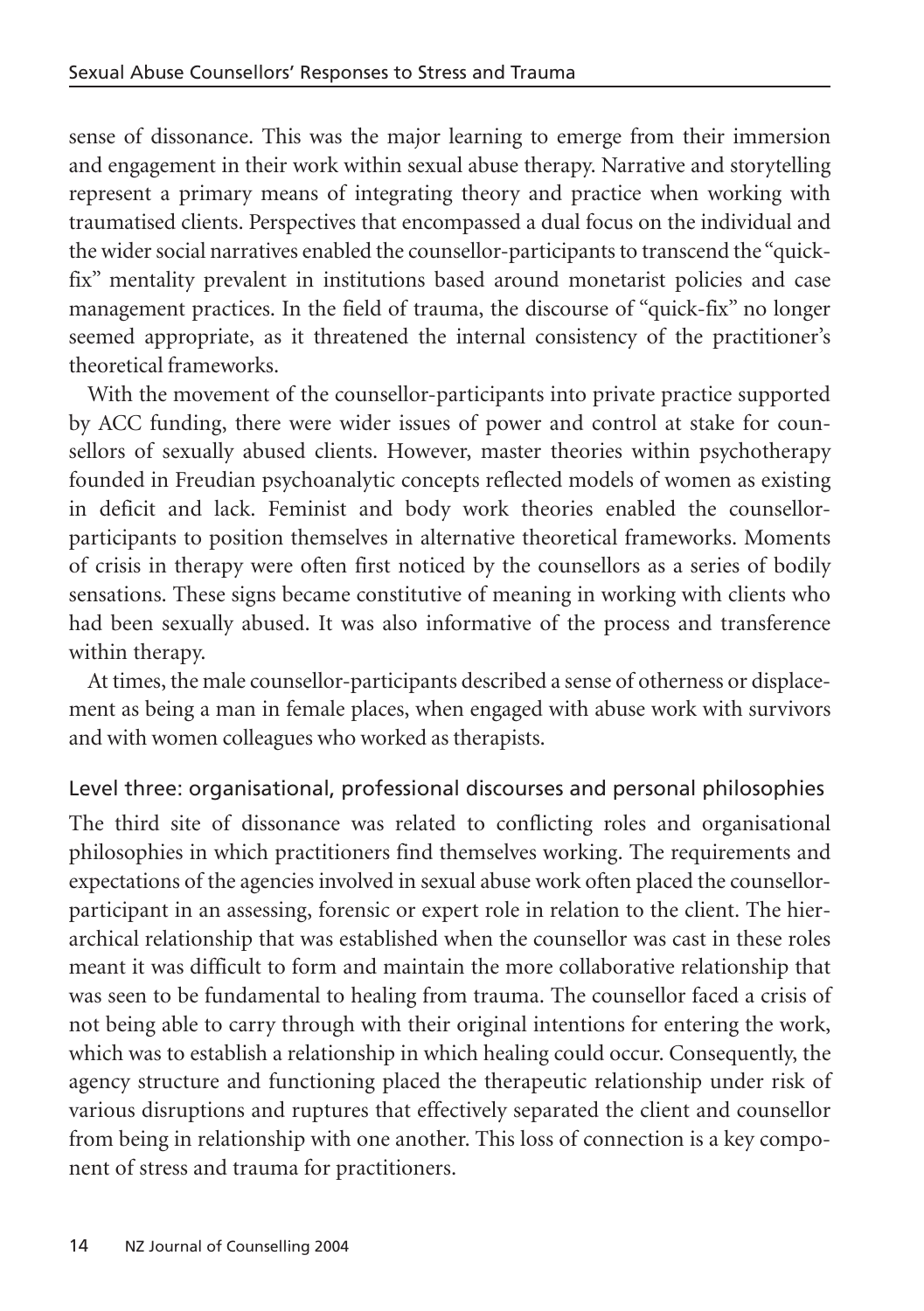sense of dissonance. This was the major learning to emerge from their immersion and engagement in their work within sexual abuse therapy. Narrative and storytelling represent a primary means of integrating theory and practice when working with traumatised clients. Perspectives that encompassed a dual focus on the individual and the wider social narratives enabled the counsellor-participants to transcend the "quick-fix" mentality prevalent in institutions based around monetarist policies and case management practices. In the field of trauma, the discourse of "quick-fix" no longer seemed appropriate, as it threatened the internal consistency of the practitioner's theoretical frameworks.

With the movement of the counsellor-participants into private practice supported by ACC funding, there were wider issues of power and control at stake for counsellors of sexually abused clients. However, master theories within psychotherapy founded in Freudian psychoanalytic concepts reflected models of women as existing in deficit and lack. Feminist and body work theories enabled the counsellor-participants to position themselves in alternative theoretical frameworks. Moments of crisis in therapy were often first noticed by the counsellors as a series of bodily sensations. These signs became constitutive of meaning in working with clients who had been sexually abused. It was also informative of the process and transference within therapy.

At times, the male counsellor-participants described a sense of otherness or displacement as being a man in female places, when engaged with abuse work with survivors and with women colleagues who worked as therapists.

## Level three: organisational, professional discourses and personal philosophies

The third site of dissonance was related to conflicting roles and organisational philosophies in which practitioners find themselves working. The requirements and expectations of the agencies involved in sexual abuse work often placed the counsellor-participant in an assessing, forensic or expert role in relation to the client. The hierarchical relationship that was established when the counsellor was cast in these roles meant it was difficult to form and maintain the more collaborative relationship that was seen to be fundamental to healing from trauma. The counsellor faced a crisis of not being able to carry through with their original intentions for entering the work, which was to establish a relationship in which healing could occur. Consequently, the agency structure and functioning placed the therapeutic relationship under risk of various disruptions and ruptures that effectively separated the client and counsellor from being in relationship with one another. This loss of connection is a key component of stress and trauma for practitioners.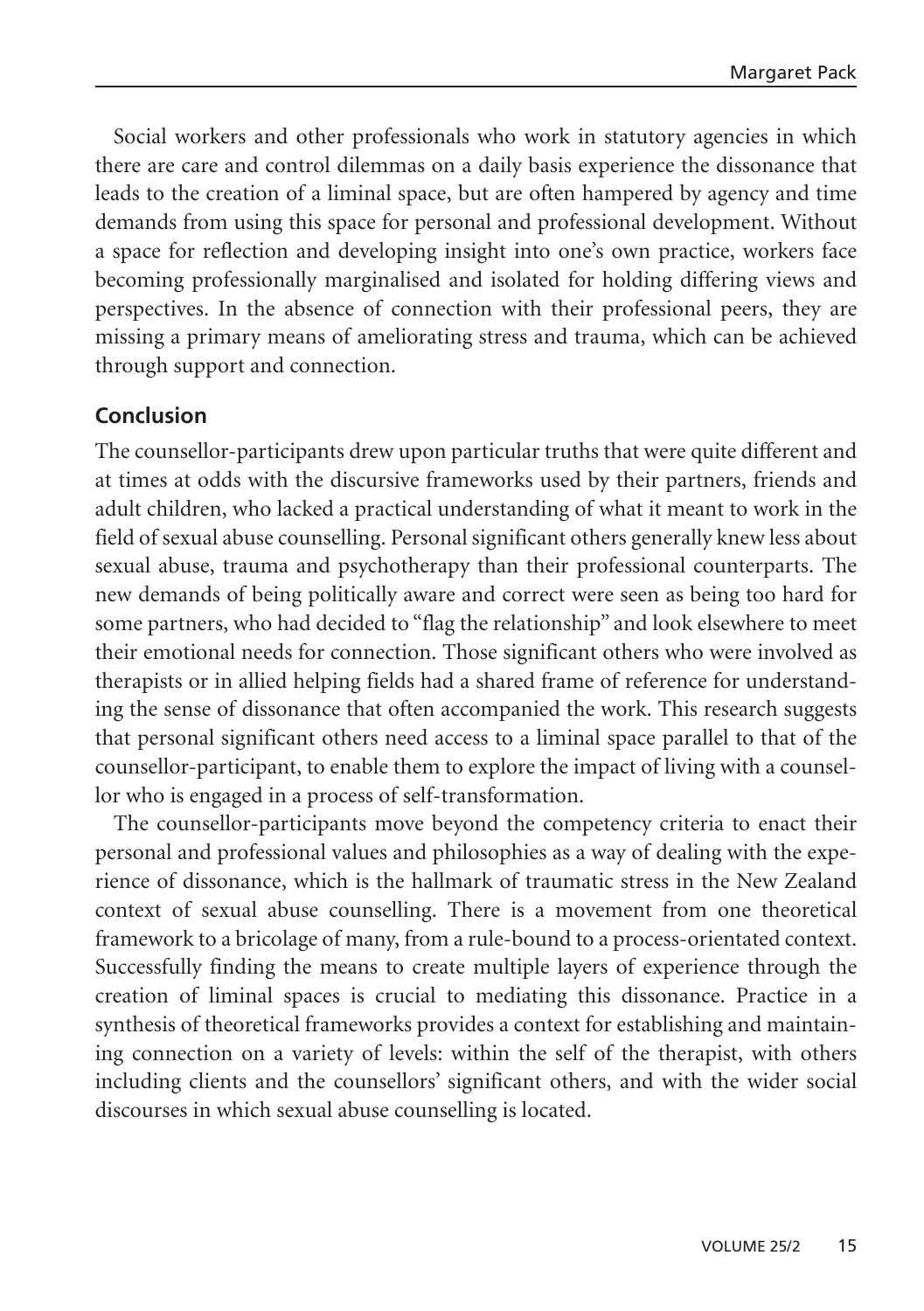Social workers and other professionals who work in statutory agencies in which there are care and control dilemmas on a daily basis experience the dissonance that leads to the creation of a liminal space, but are often hampered by agency and time demands from using this space for personal and professional development. Without a space for reflection and developing insight into one's own practice, workers face becoming professionally marginalised and isolated for holding differing views and perspectives. In the absence of connection with their professional peers, they are missing a primary means of ameliorating stress and trauma, which can be achieved through support and connection.

## Conclusion

The counsellor-participants drew upon particular truths that were quite different and at times at odds with the discursive frameworks used by their partners, friends and adult children, who lacked a practical understanding of what it meant to work in the field of sexual abuse counselling. Personal significant others generally knew less about sexual abuse, trauma and psychotherapy than their professional counterparts. The new demands of being politically aware and correct were seen as being too hard for some partners, who had decided to "flag the relationship" and look elsewhere to meet their emotional needs for connection. Those significant others who were involved as therapists or in allied helping fields had a shared frame of reference for understanding the sense of dissonance that often accompanied the work. This research suggests that personal significant others need access to a liminal space parallel to that of the counsellor-participant, to enable them to explore the impact of living with a counsellor who is engaged in a process of self-transformation.

The counsellor-participants move beyond the competency criteria to enact their personal and professional values and philosophies as a way of dealing with the experience of dissonance, which is the hallmark of traumatic stress in the New Zealand context of sexual abuse counselling. There is a movement from one theoretical framework to a bricolage of many, from a rule-bound to a process-orientated context. Successfully finding the means to create multiple layers of experience through the creation of liminal spaces is crucial to mediating this dissonance. Practice in a synthesis of theoretical frameworks provides a context for establishing and maintaining connection on a variety of levels: within the self of the therapist, with others including clients and the counsellors' significant others, and with the wider social discourses in which sexual abuse counselling is located.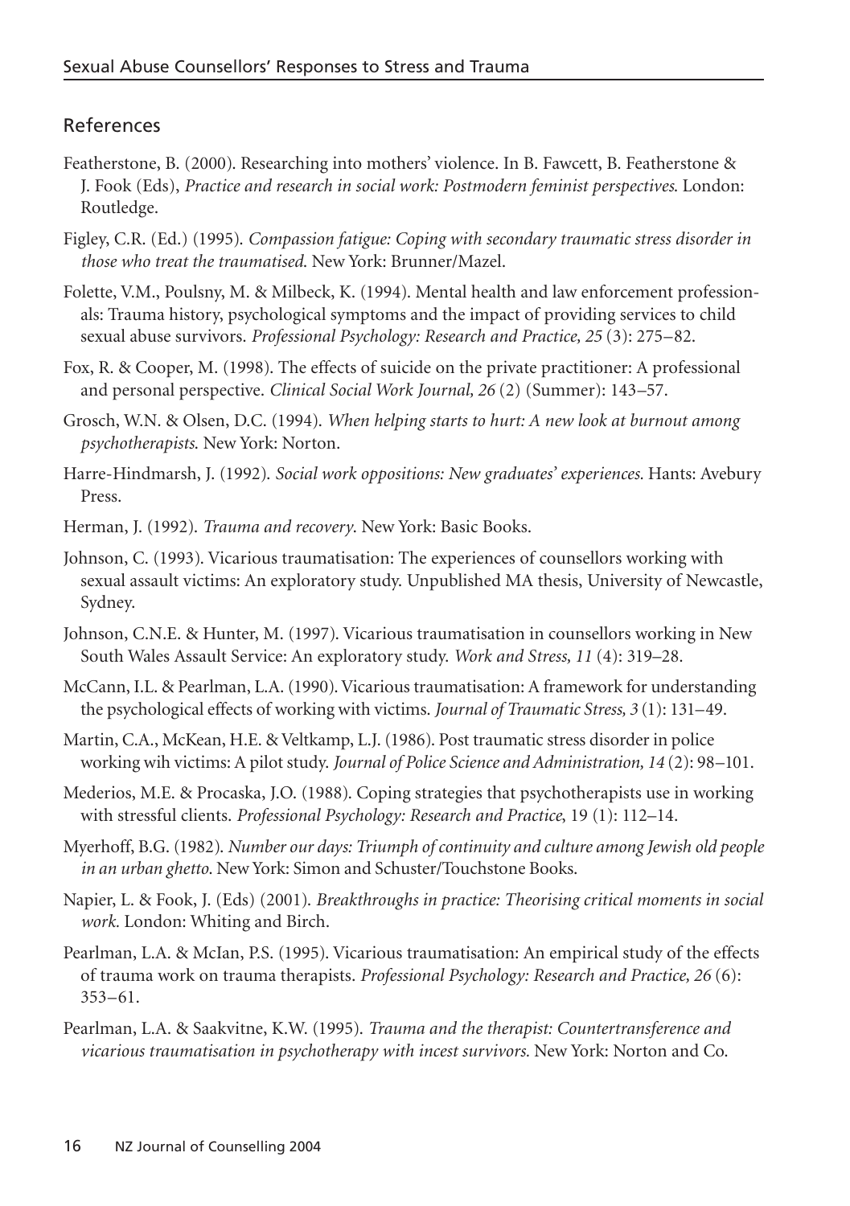## References

Featherstone, B. (2000). Researching into mothers' violence. In B. Fawcett, B. Featherstone & J. Fook (Eds), *Practice and research in social work: Postmodern feminist perspectives.* London: Routledge.

Figley, C.R. (Ed.) (1995). *Compassion fatigue: Coping with secondary traumatic stress disorder in those who treat the traumatised.* New York: Brunner/Mazel.

Folette, V.M., Poulsny, M. & Milbeck, K. (1994). Mental health and law enforcement professionals: Trauma history, psychological symptoms and the impact of providing services to child sexual abuse survivors. *Professional Psychology: Research and Practice, 25* (3): 275–82.

Fox, R. & Cooper, M. (1998). The effects of suicide on the private practitioner: A professional and personal perspective. *Clinical Social Work Journal, 26* (2) (Summer): 143–57.

Grosch, W.N. & Olsen, D.C. (1994). *When helping starts to hurt: A new look at burnout among psychotherapists.* New York: Norton.

Harre-Hindmarsh, J. (1992). *Social work oppositions: New graduates' experiences.* Hants: Avebury Press.

Herman, J. (1992). *Trauma and recovery*. New York: Basic Books.

Johnson, C. (1993). Vicarious traumatisation: The experiences of counsellors working with sexual assault victims: An exploratory study. Unpublished MA thesis, University of Newcastle, Sydney.

Johnson, C.N.E. & Hunter, M. (1997). Vicarious traumatisation in counsellors working in New South Wales Assault Service: An exploratory study. *Work and Stress, 11* (4): 319–28.

McCann, I.L. & Pearlman, L.A. (1990). Vicarious traumatisation: A framework for understanding the psychological effects of working with victims. *Journal of Traumatic Stress, 3* (1): 131–49.

Martin, C.A., McKean, H.E. & Veltkamp, L.J. (1986). Post traumatic stress disorder in police working wih victims: A pilot study. *Journal of Police Science and Administration, 14* (2): 98–101.

Mederios, M.E. & Procaska, J.O. (1988). Coping strategies that psychotherapists use in working with stressful clients. *Professional Psychology: Research and Practice,* 19 (1): 112–14.

Myerhoff, B.G. (1982). *Number our days: Triumph of continuity and culture among Jewish old people in an urban ghetto.* New York: Simon and Schuster/Touchstone Books.

Napier, L. & Fook, J. (Eds) (2001). *Breakthroughs in practice: Theorising critical moments in social work.* London: Whiting and Birch.

Pearlman, L.A. & McIan, P.S. (1995). Vicarious traumatisation: An empirical study of the effects of trauma work on trauma therapists. *Professional Psychology: Research and Practice, 26* (6): 353–61.

Pearlman, L.A. & Saakvitne, K.W. (1995). *Trauma and the therapist: Countertransference and vicarious traumatisation in psychotherapy with incest survivors.* New York: Norton and Co.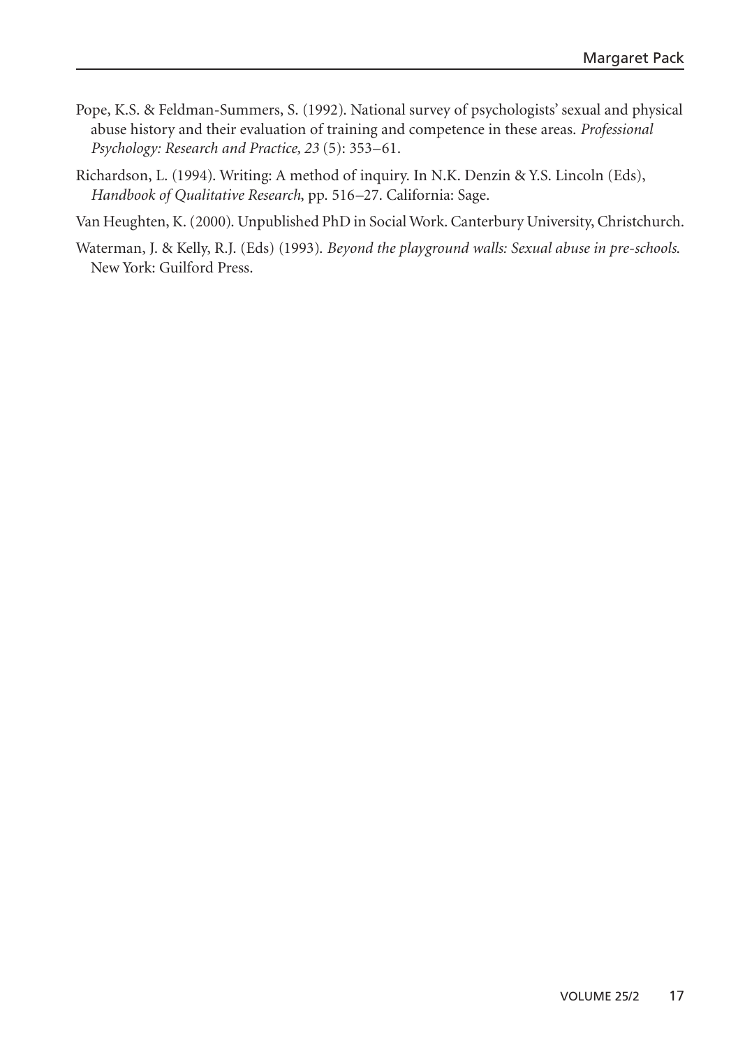Pope, K.S. & Feldman-Summers, S. (1992). National survey of psychologists' sexual and physical abuse history and their evaluation of training and competence in these areas. *Professional Psychology: Research and Practice, 23* (5): 353–61.

Richardson, L. (1994). Writing: A method of inquiry. In N.K. Denzin & Y.S. Lincoln (Eds), *Handbook of Qualitative Research*, pp. 516–27. California: Sage.

Van Heughten, K. (2000). Unpublished PhD in Social Work. Canterbury University, Christchurch.

Waterman, J. & Kelly, R.J. (Eds) (1993). *Beyond the playground walls: Sexual abuse in pre-schools.* New York: Guilford Press.